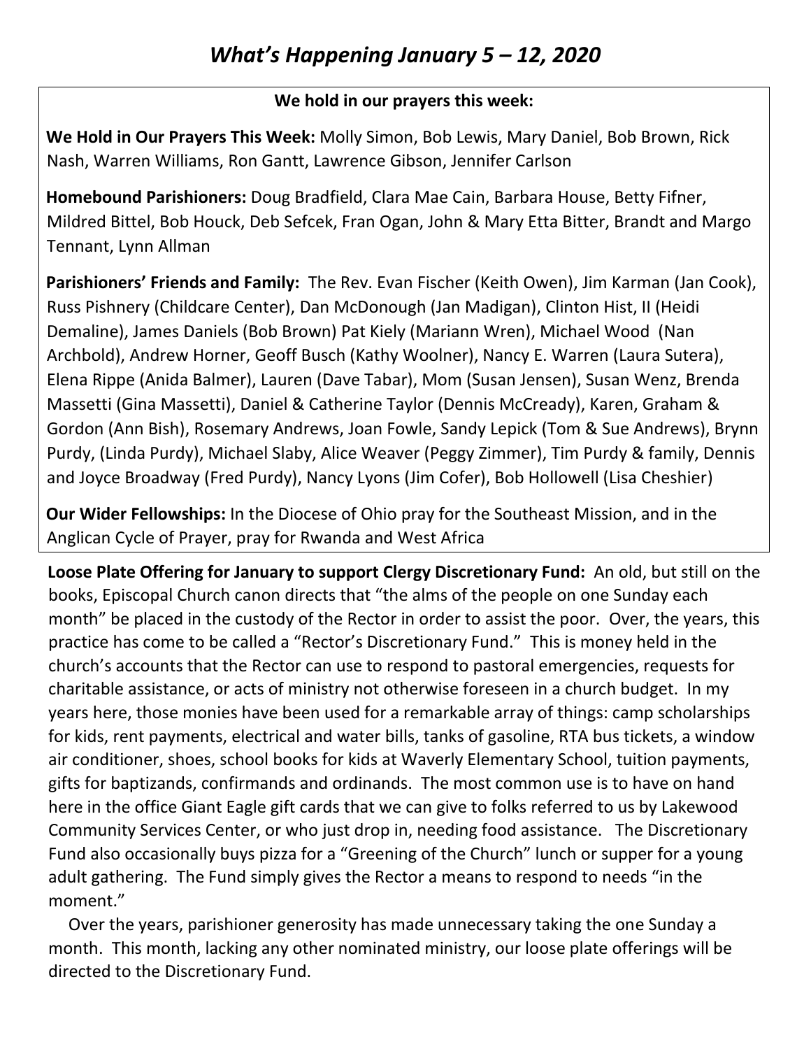# *What's Happening January 5 – 12, 2020*

**We hold in our prayers this week:**

**We Hold in Our Prayers This Week:** Molly Simon, Bob Lewis, Mary Daniel, Bob Brown, Rick Nash, Warren Williams, Ron Gantt, Lawrence Gibson, Jennifer Carlson

**Homebound Parishioners:** Doug Bradfield, Clara Mae Cain, Barbara House, Betty Fifner, Mildred Bittel, Bob Houck, Deb Sefcek, Fran Ogan, John & Mary Etta Bitter, Brandt and Margo Tennant, Lynn Allman

**Parishioners' Friends and Family:** The Rev. Evan Fischer (Keith Owen), Jim Karman (Jan Cook), Russ Pishnery (Childcare Center), Dan McDonough (Jan Madigan), Clinton Hist, II (Heidi Demaline), James Daniels (Bob Brown) Pat Kiely (Mariann Wren), Michael Wood (Nan Archbold), Andrew Horner, Geoff Busch (Kathy Woolner), Nancy E. Warren (Laura Sutera), Elena Rippe (Anida Balmer), Lauren (Dave Tabar), Mom (Susan Jensen), Susan Wenz, Brenda Massetti (Gina Massetti), Daniel & Catherine Taylor (Dennis McCready), Karen, Graham & Gordon (Ann Bish), Rosemary Andrews, Joan Fowle, Sandy Lepick (Tom & Sue Andrews), Brynn Purdy, (Linda Purdy), Michael Slaby, Alice Weaver (Peggy Zimmer), Tim Purdy & family, Dennis and Joyce Broadway (Fred Purdy), Nancy Lyons (Jim Cofer), Bob Hollowell (Lisa Cheshier)

**Our Wider Fellowships:** In the Diocese of Ohio pray for the Southeast Mission, and in the Anglican Cycle of Prayer, pray for Rwanda and West Africa

**Loose Plate Offering for January to support Clergy Discretionary Fund:** An old, but still on the books, Episcopal Church canon directs that "the alms of the people on one Sunday each month" be placed in the custody of the Rector in order to assist the poor. Over, the years, this practice has come to be called a "Rector's Discretionary Fund." This is money held in the church's accounts that the Rector can use to respond to pastoral emergencies, requests for charitable assistance, or acts of ministry not otherwise foreseen in a church budget. In my years here, those monies have been used for a remarkable array of things: camp scholarships for kids, rent payments, electrical and water bills, tanks of gasoline, RTA bus tickets, a window air conditioner, shoes, school books for kids at Waverly Elementary School, tuition payments, gifts for baptizands, confirmands and ordinands. The most common use is to have on hand here in the office Giant Eagle gift cards that we can give to folks referred to us by Lakewood Community Services Center, or who just drop in, needing food assistance. The Discretionary Fund also occasionally buys pizza for a "Greening of the Church" lunch or supper for a young adult gathering. The Fund simply gives the Rector a means to respond to needs "in the moment."

Over the years, parishioner generosity has made unnecessary taking the one Sunday a month. This month, lacking any other nominated ministry, our loose plate offerings will be directed to the Discretionary Fund.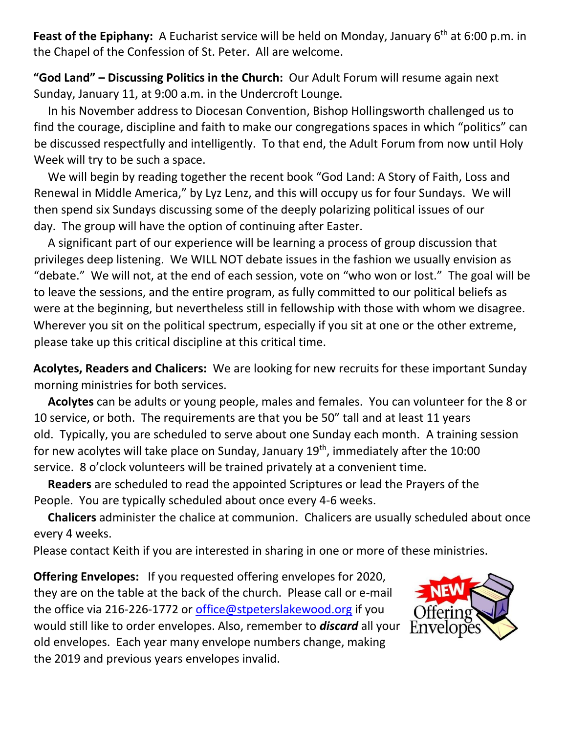**Feast of the Epiphany:** A Eucharist service will be held on Monday, January 6th at 6:00 p.m. in the Chapel of the Confession of St. Peter. All are welcome.

**"God Land" – Discussing Politics in the Church:** Our Adult Forum will resume again next Sunday, January 11, at 9:00 a.m. in the Undercroft Lounge.

In his November address to Diocesan Convention, Bishop Hollingsworth challenged us to find the courage, discipline and faith to make our congregations spaces in which "politics" can be discussed respectfully and intelligently. To that end, the Adult Forum from now until Holy Week will try to be such a space.

We will begin by reading together the recent book "God Land: A Story of Faith, Loss and Renewal in Middle America," by Lyz Lenz, and this will occupy us for four Sundays. We will then spend six Sundays discussing some of the deeply polarizing political issues of our day. The group will have the option of continuing after Easter.

A significant part of our experience will be learning a process of group discussion that privileges deep listening. We WILL NOT debate issues in the fashion we usually envision as "debate." We will not, at the end of each session, vote on "who won or lost." The goal will be to leave the sessions, and the entire program, as fully committed to our political beliefs as were at the beginning, but nevertheless still in fellowship with those with whom we disagree. Wherever you sit on the political spectrum, especially if you sit at one or the other extreme, please take up this critical discipline at this critical time.

**Acolytes, Readers and Chalicers:** We are looking for new recruits for these important Sunday morning ministries for both services.

**Acolytes** can be adults or young people, males and females. You can volunteer for the 8 or 10 service, or both. The requirements are that you be 50" tall and at least 11 years old. Typically, you are scheduled to serve about one Sunday each month. A training session for new acolytes will take place on Sunday, January 19th, immediately after the 10:00 service. 8 o'clock volunteers will be trained privately at a convenient time.

**Readers** are scheduled to read the appointed Scriptures or lead the Prayers of the People. You are typically scheduled about once every 4-6 weeks.

**Chalicers** administer the chalice at communion. Chalicers are usually scheduled about once every 4 weeks.

Please contact Keith if you are interested in sharing in one or more of these ministries.

**Offering Envelopes:** If you requested offering envelopes for 2020, they are on the table at the back of the church. Please call or e-mail the office via 216-226-1772 or office@stpeterslakewood.org if you would still like to order envelopes. Also, remember to ***discard*** all your old envelopes. Each year many envelope numbers change, making the 2019 and previous years envelopes invalid.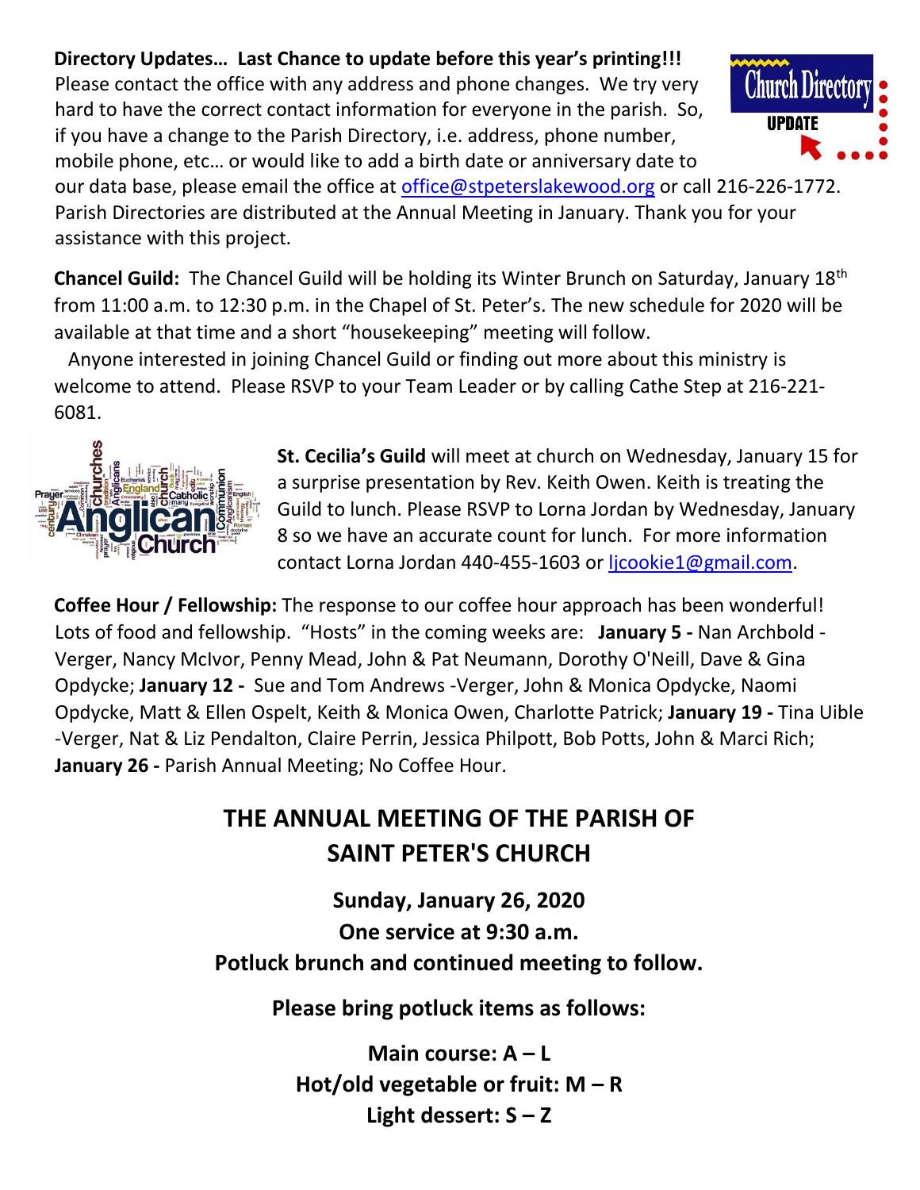**Directory Updates… Last Chance to update before this year's printing!!!** Please contact the office with any address and phone changes. We try very hard to have the correct contact information for everyone in the parish. So, if you have a change to the Parish Directory, i.e. address, phone number, mobile phone, etc… or would like to add a birth date or anniversary date to our data base, please email the office at office@stpeterslakewood.org or call 216-226-1772. Parish Directories are distributed at the Annual Meeting in January. Thank you for your assistance with this project.

**Chancel Guild:** The Chancel Guild will be holding its Winter Brunch on Saturday, January 18th from 11:00 a.m. to 12:30 p.m. in the Chapel of St. Peter's. The new schedule for 2020 will be available at that time and a short "housekeeping" meeting will follow.

Anyone interested in joining Chancel Guild or finding out more about this ministry is welcome to attend. Please RSVP to your Team Leader or by calling Cathe Step at 216-221-6081.

**St. Cecilia's Guild** will meet at church on Wednesday, January 15 for a surprise presentation by Rev. Keith Owen. Keith is treating the Guild to lunch. Please RSVP to Lorna Jordan by Wednesday, January 8 so we have an accurate count for lunch. For more information contact Lorna Jordan 440-455-1603 or ljcookie1@gmail.com.

**Coffee Hour / Fellowship:** The response to our coffee hour approach has been wonderful! Lots of food and fellowship. "Hosts" in the coming weeks are: **January 5 -** Nan Archbold - Verger, Nancy McIvor, Penny Mead, John & Pat Neumann, Dorothy O'Neill, Dave & Gina Opdycke; **January 12 -** Sue and Tom Andrews -Verger, John & Monica Opdycke, Naomi Opdycke, Matt & Ellen Ospelt, Keith & Monica Owen, Charlotte Patrick; **January 19 -** Tina Uible -Verger, Nat & Liz Pendalton, Claire Perrin, Jessica Philpott, Bob Potts, John & Marci Rich; **January 26 -** Parish Annual Meeting; No Coffee Hour.

## THE ANNUAL MEETING OF THE PARISH OF SAINT PETER'S CHURCH

**Sunday, January 26, 2020**

**One service at 9:30 a.m.**

**Potluck brunch and continued meeting to follow.**

**Please bring potluck items as follows:**

**Main course: A – L**

**Hot/old vegetable or fruit: M – R**

**Light dessert: S – Z**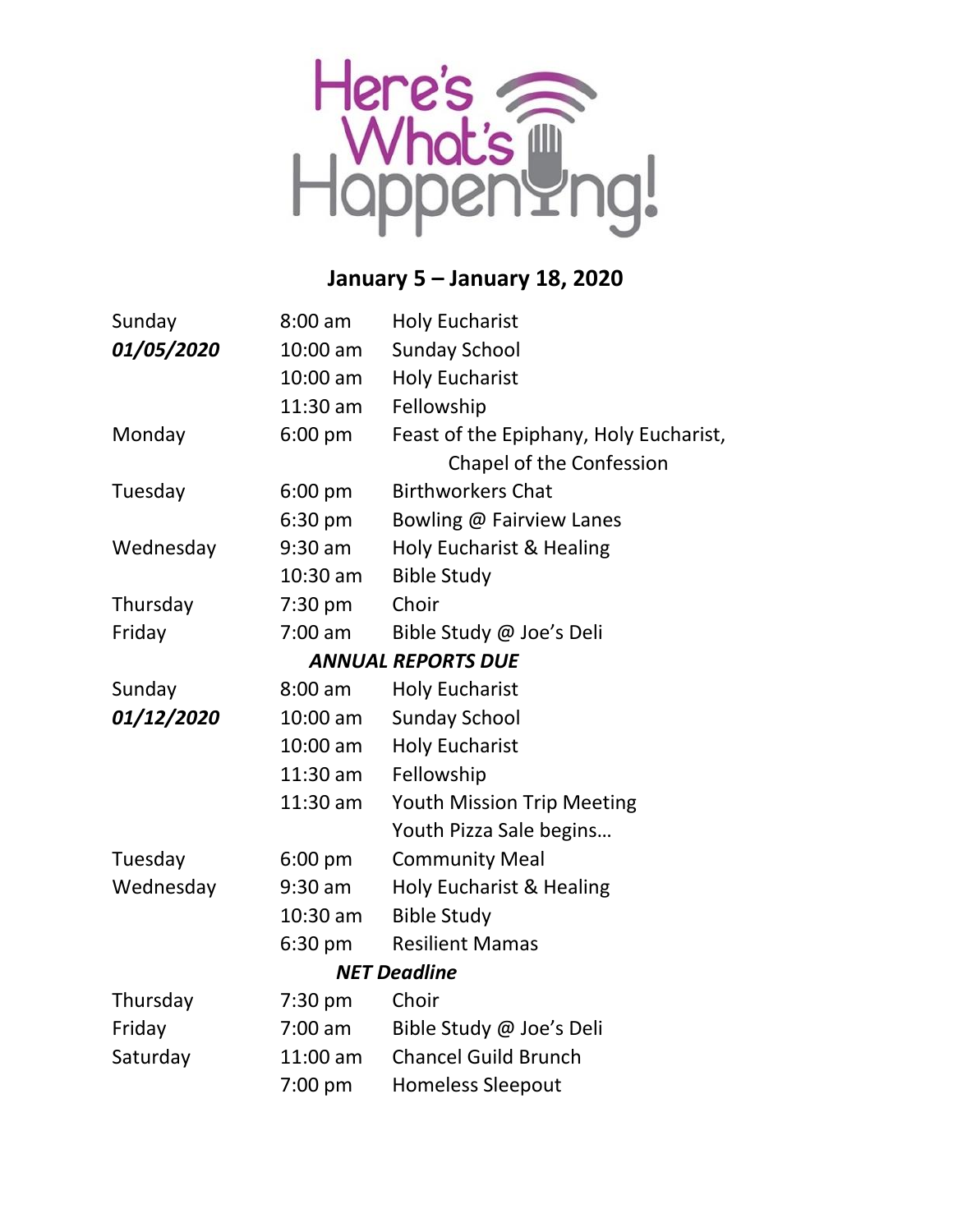# Here's What's Happening!

## January 5 – January 18, 2020

| | | |
|---|---|---|
| Sunday | 8:00 am | Holy Eucharist |
| ***01/05/2020*** | 10:00 am | Sunday School |
| | 10:00 am | Holy Eucharist |
| | 11:30 am | Fellowship |
| Monday | 6:00 pm | Feast of the Epiphany, Holy Eucharist, Chapel of the Confession |
| Tuesday | 6:00 pm | Birthworkers Chat |
| | 6:30 pm | Bowling @ Fairview Lanes |
| Wednesday | 9:30 am | Holy Eucharist & Healing |
| | 10:30 am | Bible Study |
| Thursday | 7:30 pm | Choir |
| Friday | 7:00 am | Bible Study @ Joe's Deli |
| | ***ANNUAL REPORTS DUE*** | |
| Sunday | 8:00 am | Holy Eucharist |
| ***01/12/2020*** | 10:00 am | Sunday School |
| | 10:00 am | Holy Eucharist |
| | 11:30 am | Fellowship |
| | 11:30 am | Youth Mission Trip Meeting |
| | | Youth Pizza Sale begins… |
| Tuesday | 6:00 pm | Community Meal |
| Wednesday | 9:30 am | Holy Eucharist & Healing |
| | 10:30 am | Bible Study |
| | 6:30 pm | Resilient Mamas |
| | ***NET Deadline*** | |
| Thursday | 7:30 pm | Choir |
| Friday | 7:00 am | Bible Study @ Joe's Deli |
| Saturday | 11:00 am | Chancel Guild Brunch |
| | 7:00 pm | Homeless Sleepout |